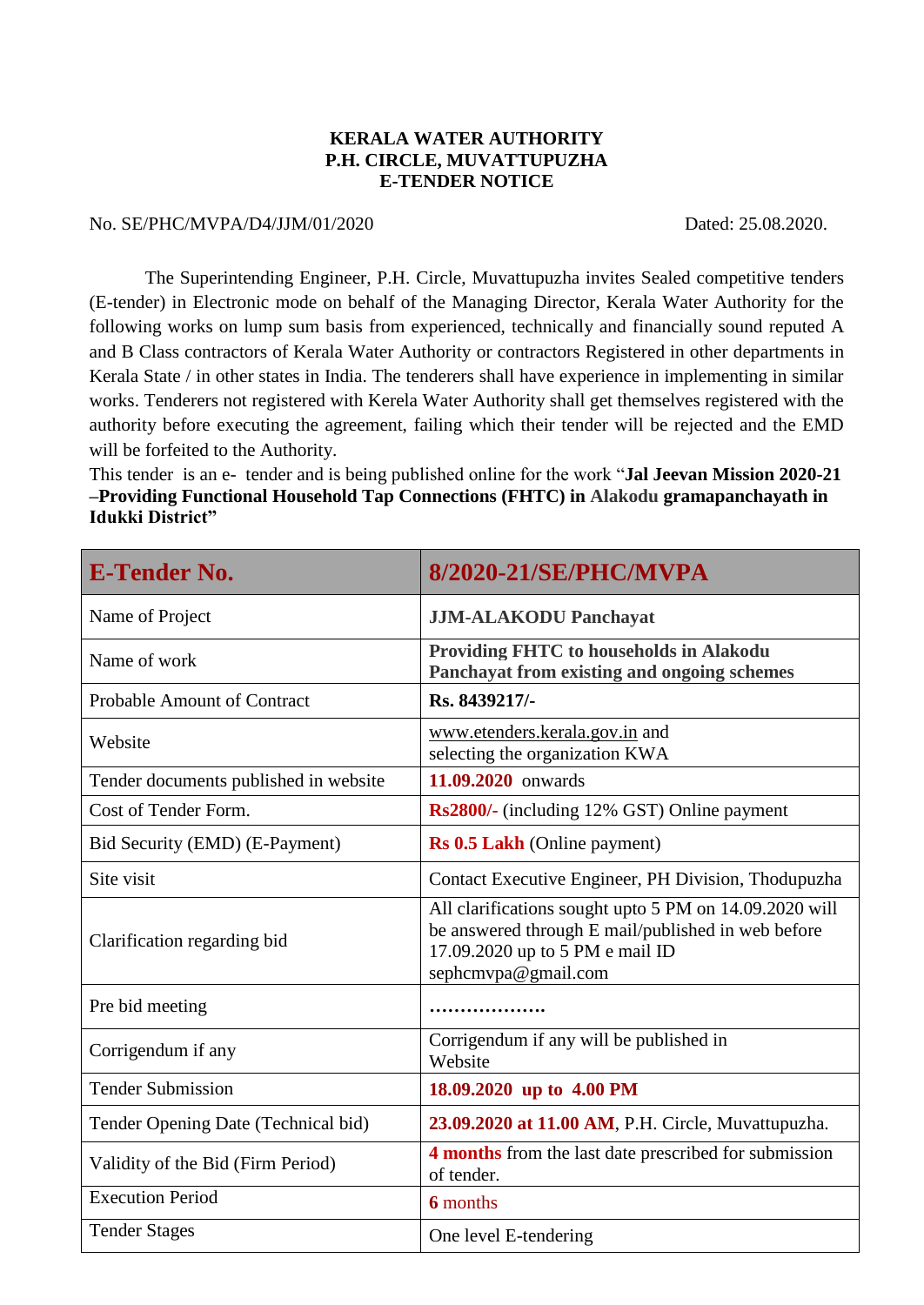**KERALA WATER AUTHORITY**
**P.H. CIRCLE, MUVATTUPUZHA**
**E-TENDER NOTICE**

No. SE/PHC/MVPA/D4/JJM/01/2020 Dated: 25.08.2020.

The Superintending Engineer, P.H. Circle, Muvattupuzha invites Sealed competitive tenders (E-tender) in Electronic mode on behalf of the Managing Director, Kerala Water Authority for the following works on lump sum basis from experienced, technically and financially sound reputed A and B Class contractors of Kerala Water Authority or contractors Registered in other departments in Kerala State / in other states in India. The tenderers shall have experience in implementing in similar works. Tenderers not registered with Kerela Water Authority shall get themselves registered with the authority before executing the agreement, failing which their tender will be rejected and the EMD will be forfeited to the Authority.

This tender is an e- tender and is being published online for the work "**Jal Jeevan Mission 2020-21 –Providing Functional Household Tap Connections (FHTC) in Alakodu gramapanchayath in Idukki District**"

| **E-Tender No.** | **8/2020-21/SE/PHC/MVPA** |
|---|---|
| Name of Project | **JJM-ALAKODU Panchayat** |
| Name of work | **Providing FHTC to households in Alakodu Panchayat from existing and ongoing schemes** |
| Probable Amount of Contract | **Rs. 8439217/-** |
| Website | www.etenders.kerala.gov.in and selecting the organization KWA |
| Tender documents published in website | **11.09.2020** onwards |
| Cost of Tender Form. | **Rs2800/-** (including 12% GST) Online payment |
| Bid Security (EMD) (E-Payment) | **Rs 0.5 Lakh** (Online payment) |
| Site visit | Contact Executive Engineer, PH Division, Thodupuzha |
| Clarification regarding bid | All clarifications sought upto 5 PM on 14.09.2020 will be answered through E mail/published in web before 17.09.2020 up to 5 PM e mail ID sephcmvpa@gmail.com |
| Pre bid meeting | ………………. |
| Corrigendum if any | Corrigendum if any will be published in Website |
| Tender Submission | **18.09.2020 up to 4.00 PM** |
| Tender Opening Date (Technical bid) | **23.09.2020 at 11.00 AM**, P.H. Circle, Muvattupuzha. |
| Validity of the Bid (Firm Period) | **4 months** from the last date prescribed for submission of tender. |
| Execution Period | **6** months |
| Tender Stages | One level E-tendering |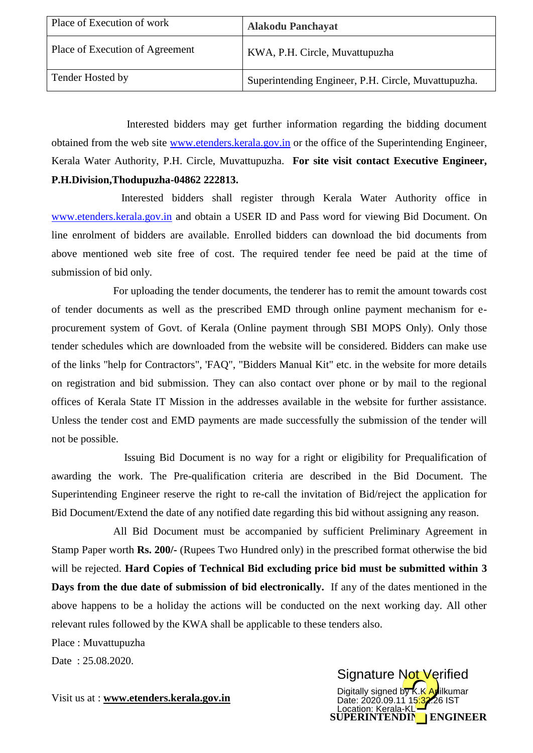| | |
|---|---|
| Place of Execution of work | **Alakodu Panchayat** |
| Place of Execution of Agreement | KWA, P.H. Circle, Muvattupuzha |
| Tender Hosted by | Superintending Engineer, P.H. Circle, Muvattupuzha. |

Interested bidders may get further information regarding the bidding document obtained from the web site www.etenders.kerala.gov.in or the office of the Superintending Engineer, Kerala Water Authority, P.H. Circle, Muvattupuzha. **For site visit contact Executive Engineer, P.H.Division,Thodupuzha-04862 222813.**

Interested bidders shall register through Kerala Water Authority office in www.etenders.kerala.gov.in and obtain a USER ID and Pass word for viewing Bid Document. On line enrolment of bidders are available. Enrolled bidders can download the bid documents from above mentioned web site free of cost. The required tender fee need be paid at the time of submission of bid only.

For uploading the tender documents, the tenderer has to remit the amount towards cost of tender documents as well as the prescribed EMD through online payment mechanism for e-procurement system of Govt. of Kerala (Online payment through SBI MOPS Only). Only those tender schedules which are downloaded from the website will be considered. Bidders can make use of the links "help for Contractors", 'FAQ", "Bidders Manual Kit" etc. in the website for more details on registration and bid submission. They can also contact over phone or by mail to the regional offices of Kerala State IT Mission in the addresses available in the website for further assistance. Unless the tender cost and EMD payments are made successfully the submission of the tender will not be possible.

Issuing Bid Document is no way for a right or eligibility for Prequalification of awarding the work. The Pre-qualification criteria are described in the Bid Document. The Superintending Engineer reserve the right to re-call the invitation of Bid/reject the application for Bid Document/Extend the date of any notified date regarding this bid without assigning any reason.

All Bid Document must be accompanied by sufficient Preliminary Agreement in Stamp Paper worth **Rs. 200/-** (Rupees Two Hundred only) in the prescribed format otherwise the bid will be rejected. **Hard Copies of Technical Bid excluding price bid must be submitted within 3 Days from the due date of submission of bid electronically.** If any of the dates mentioned in the above happens to be a holiday the actions will be conducted on the next working day. All other relevant rules followed by the KWA shall be applicable to these tenders also.

Place : Muvattupuzha

Date : 25.08.2020.

Signature Not Verified

Digitally signed by K.K Anilkumar
Date: 2020.09.11 15:32:26 IST
Location: Kerala-KL

Visit us at : **www.etenders.kerala.gov.in**

**SUPERINTENDING ENGINEER**